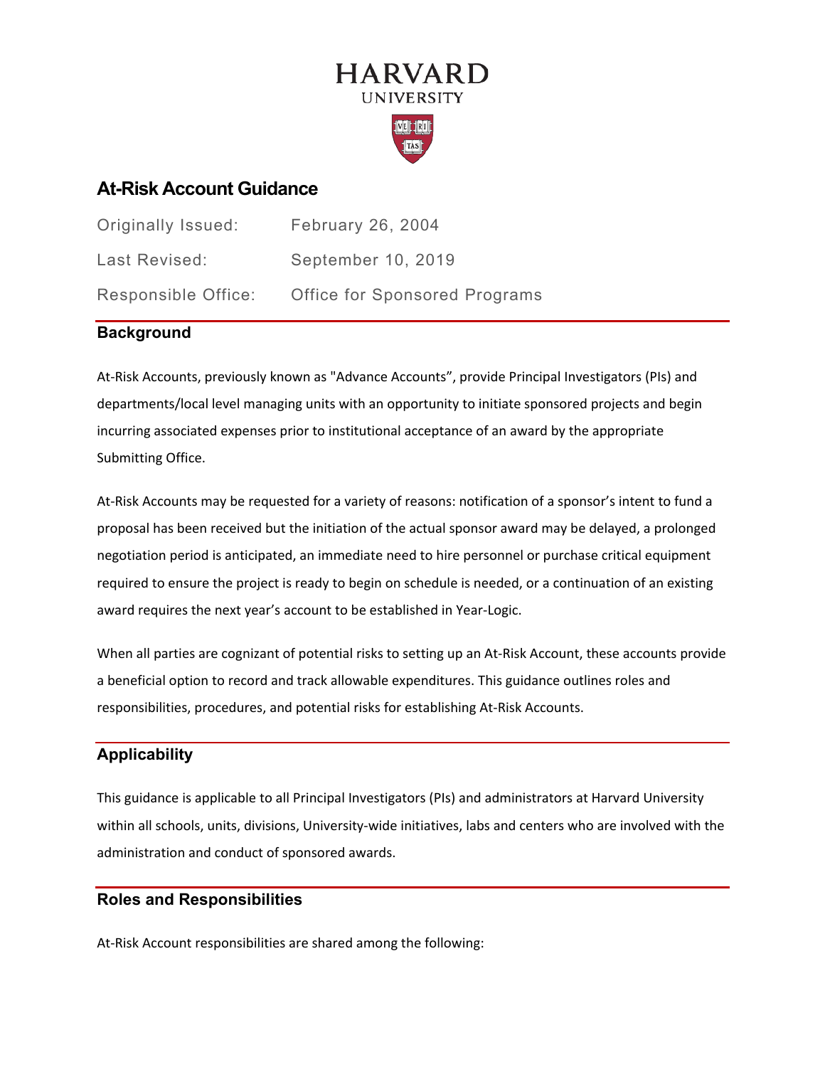HARVARD
UNIVERSITY

# At-Risk Account Guidance

| | |
|---|---|
| Originally Issued: | February 26, 2004 |
| Last Revised: | September 10, 2019 |
| Responsible Office: | Office for Sponsored Programs |

## Background

At-Risk Accounts, previously known as "Advance Accounts", provide Principal Investigators (PIs) and departments/local level managing units with an opportunity to initiate sponsored projects and begin incurring associated expenses prior to institutional acceptance of an award by the appropriate Submitting Office.

At-Risk Accounts may be requested for a variety of reasons: notification of a sponsor's intent to fund a proposal has been received but the initiation of the actual sponsor award may be delayed, a prolonged negotiation period is anticipated, an immediate need to hire personnel or purchase critical equipment required to ensure the project is ready to begin on schedule is needed, or a continuation of an existing award requires the next year's account to be established in Year-Logic.

When all parties are cognizant of potential risks to setting up an At-Risk Account, these accounts provide a beneficial option to record and track allowable expenditures. This guidance outlines roles and responsibilities, procedures, and potential risks for establishing At-Risk Accounts.

## Applicability

This guidance is applicable to all Principal Investigators (PIs) and administrators at Harvard University within all schools, units, divisions, University-wide initiatives, labs and centers who are involved with the administration and conduct of sponsored awards.

## Roles and Responsibilities

At-Risk Account responsibilities are shared among the following: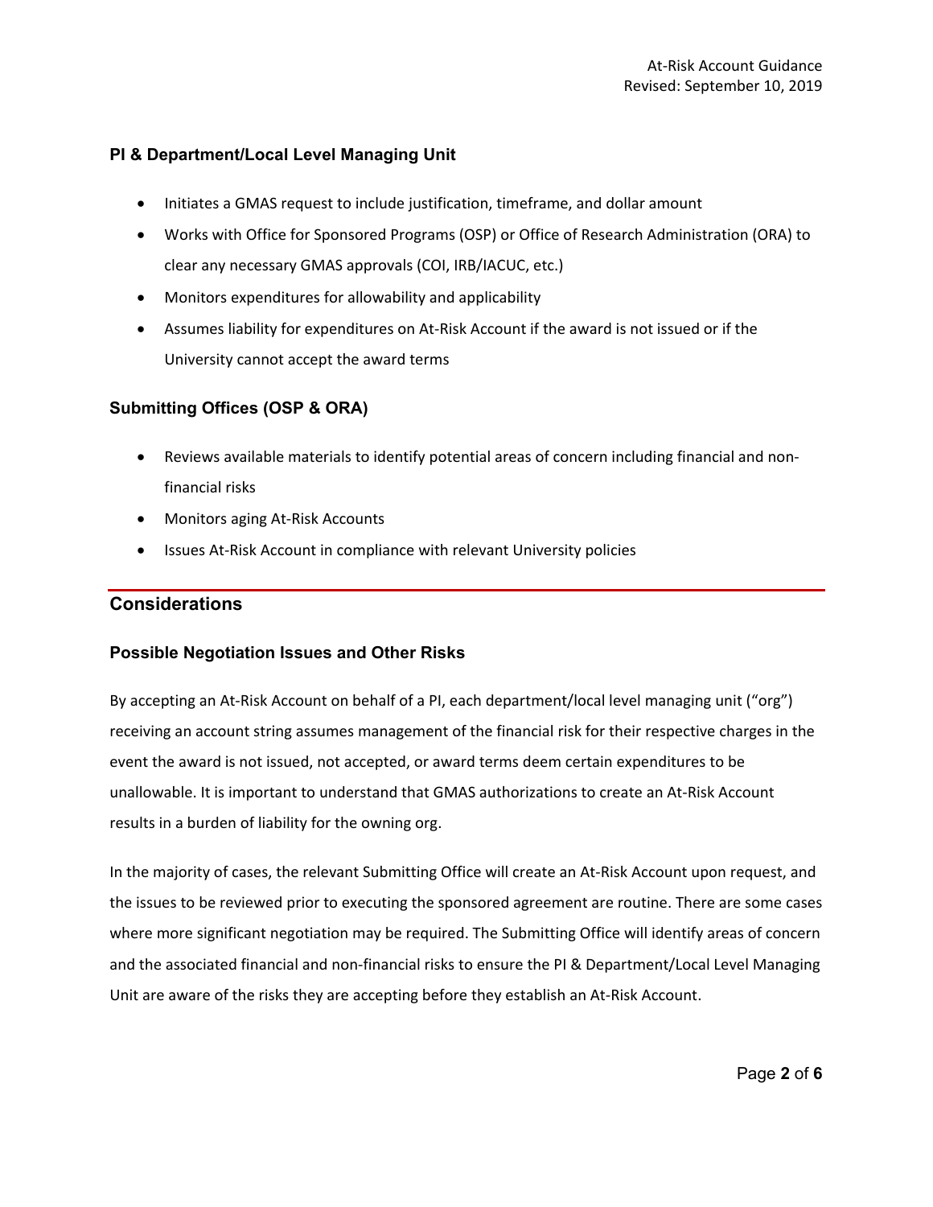### PI & Department/Local Level Managing Unit

- Initiates a GMAS request to include justification, timeframe, and dollar amount
- Works with Office for Sponsored Programs (OSP) or Office of Research Administration (ORA) to clear any necessary GMAS approvals (COI, IRB/IACUC, etc.)
- Monitors expenditures for allowability and applicability
- Assumes liability for expenditures on At-Risk Account if the award is not issued or if the University cannot accept the award terms

### Submitting Offices (OSP & ORA)

- Reviews available materials to identify potential areas of concern including financial and non-financial risks
- Monitors aging At-Risk Accounts
- Issues At-Risk Account in compliance with relevant University policies

## Considerations

### Possible Negotiation Issues and Other Risks

By accepting an At-Risk Account on behalf of a PI, each department/local level managing unit ("org") receiving an account string assumes management of the financial risk for their respective charges in the event the award is not issued, not accepted, or award terms deem certain expenditures to be unallowable. It is important to understand that GMAS authorizations to create an At-Risk Account results in a burden of liability for the owning org.

In the majority of cases, the relevant Submitting Office will create an At-Risk Account upon request, and the issues to be reviewed prior to executing the sponsored agreement are routine. There are some cases where more significant negotiation may be required. The Submitting Office will identify areas of concern and the associated financial and non-financial risks to ensure the PI & Department/Local Level Managing Unit are aware of the risks they are accepting before they establish an At-Risk Account.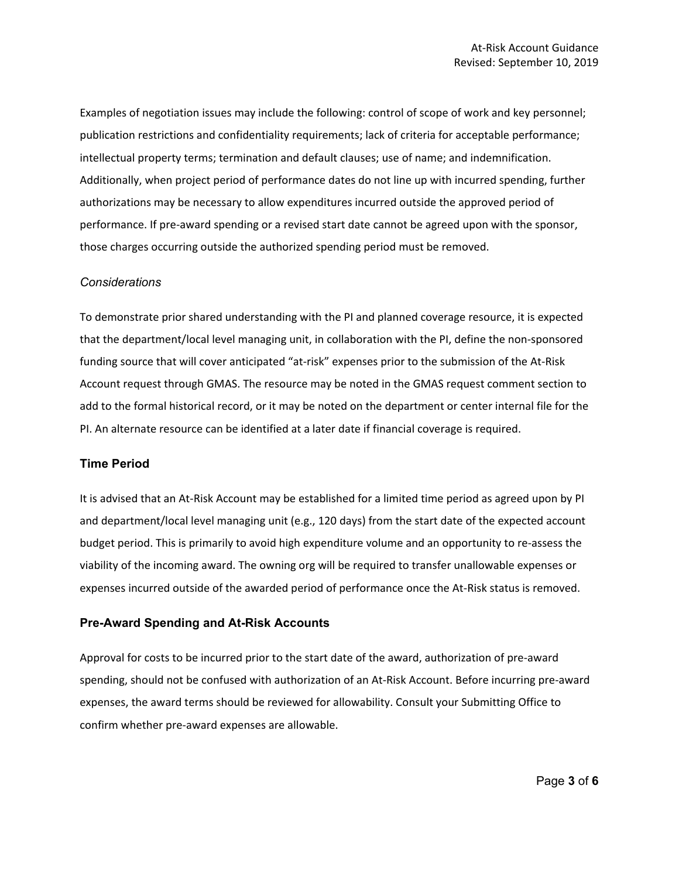Examples of negotiation issues may include the following: control of scope of work and key personnel; publication restrictions and confidentiality requirements; lack of criteria for acceptable performance; intellectual property terms; termination and default clauses; use of name; and indemnification. Additionally, when project period of performance dates do not line up with incurred spending, further authorizations may be necessary to allow expenditures incurred outside the approved period of performance. If pre-award spending or a revised start date cannot be agreed upon with the sponsor, those charges occurring outside the authorized spending period must be removed.

### *Considerations*

To demonstrate prior shared understanding with the PI and planned coverage resource, it is expected that the department/local level managing unit, in collaboration with the PI, define the non-sponsored funding source that will cover anticipated "at-risk" expenses prior to the submission of the At-Risk Account request through GMAS. The resource may be noted in the GMAS request comment section to add to the formal historical record, or it may be noted on the department or center internal file for the PI. An alternate resource can be identified at a later date if financial coverage is required.

## Time Period

It is advised that an At-Risk Account may be established for a limited time period as agreed upon by PI and department/local level managing unit (e.g., 120 days) from the start date of the expected account budget period. This is primarily to avoid high expenditure volume and an opportunity to re-assess the viability of the incoming award. The owning org will be required to transfer unallowable expenses or expenses incurred outside of the awarded period of performance once the At-Risk status is removed.

## Pre-Award Spending and At-Risk Accounts

Approval for costs to be incurred prior to the start date of the award, authorization of pre-award spending, should not be confused with authorization of an At-Risk Account. Before incurring pre-award expenses, the award terms should be reviewed for allowability. Consult your Submitting Office to confirm whether pre-award expenses are allowable.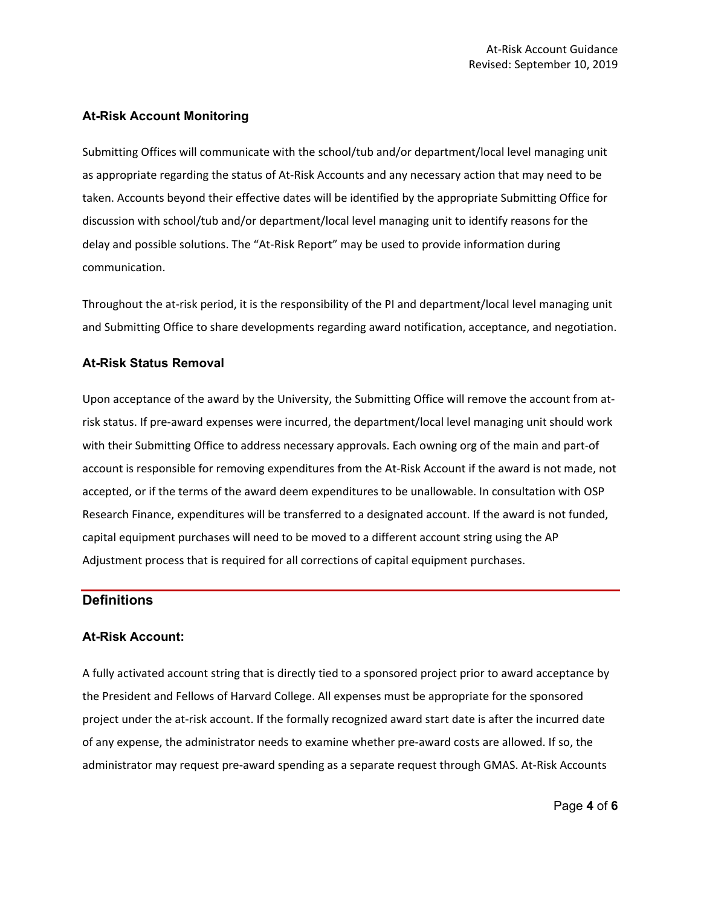### At-Risk Account Monitoring

Submitting Offices will communicate with the school/tub and/or department/local level managing unit as appropriate regarding the status of At-Risk Accounts and any necessary action that may need to be taken. Accounts beyond their effective dates will be identified by the appropriate Submitting Office for discussion with school/tub and/or department/local level managing unit to identify reasons for the delay and possible solutions. The "At-Risk Report" may be used to provide information during communication.

Throughout the at-risk period, it is the responsibility of the PI and department/local level managing unit and Submitting Office to share developments regarding award notification, acceptance, and negotiation.

### At-Risk Status Removal

Upon acceptance of the award by the University, the Submitting Office will remove the account from at-risk status. If pre-award expenses were incurred, the department/local level managing unit should work with their Submitting Office to address necessary approvals. Each owning org of the main and part-of account is responsible for removing expenditures from the At-Risk Account if the award is not made, not accepted, or if the terms of the award deem expenditures to be unallowable. In consultation with OSP Research Finance, expenditures will be transferred to a designated account. If the award is not funded, capital equipment purchases will need to be moved to a different account string using the AP Adjustment process that is required for all corrections of capital equipment purchases.

## Definitions

### At-Risk Account:

A fully activated account string that is directly tied to a sponsored project prior to award acceptance by the President and Fellows of Harvard College. All expenses must be appropriate for the sponsored project under the at-risk account. If the formally recognized award start date is after the incurred date of any expense, the administrator needs to examine whether pre-award costs are allowed. If so, the administrator may request pre-award spending as a separate request through GMAS. At-Risk Accounts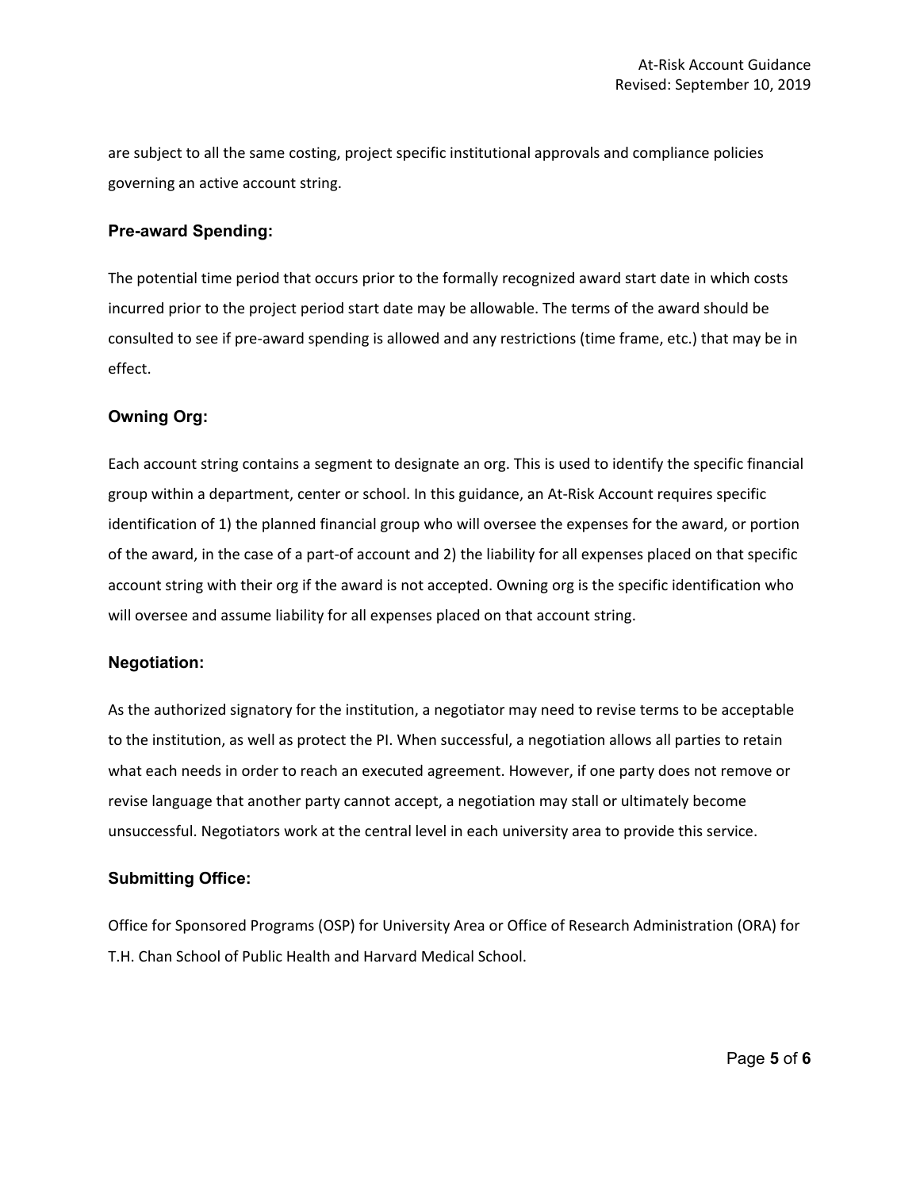are subject to all the same costing, project specific institutional approvals and compliance policies governing an active account string.

### Pre-award Spending:

The potential time period that occurs prior to the formally recognized award start date in which costs incurred prior to the project period start date may be allowable. The terms of the award should be consulted to see if pre-award spending is allowed and any restrictions (time frame, etc.) that may be in effect.

### Owning Org:

Each account string contains a segment to designate an org. This is used to identify the specific financial group within a department, center or school. In this guidance, an At-Risk Account requires specific identification of 1) the planned financial group who will oversee the expenses for the award, or portion of the award, in the case of a part-of account and 2) the liability for all expenses placed on that specific account string with their org if the award is not accepted. Owning org is the specific identification who will oversee and assume liability for all expenses placed on that account string.

### Negotiation:

As the authorized signatory for the institution, a negotiator may need to revise terms to be acceptable to the institution, as well as protect the PI. When successful, a negotiation allows all parties to retain what each needs in order to reach an executed agreement. However, if one party does not remove or revise language that another party cannot accept, a negotiation may stall or ultimately become unsuccessful. Negotiators work at the central level in each university area to provide this service.

### Submitting Office:

Office for Sponsored Programs (OSP) for University Area or Office of Research Administration (ORA) for T.H. Chan School of Public Health and Harvard Medical School.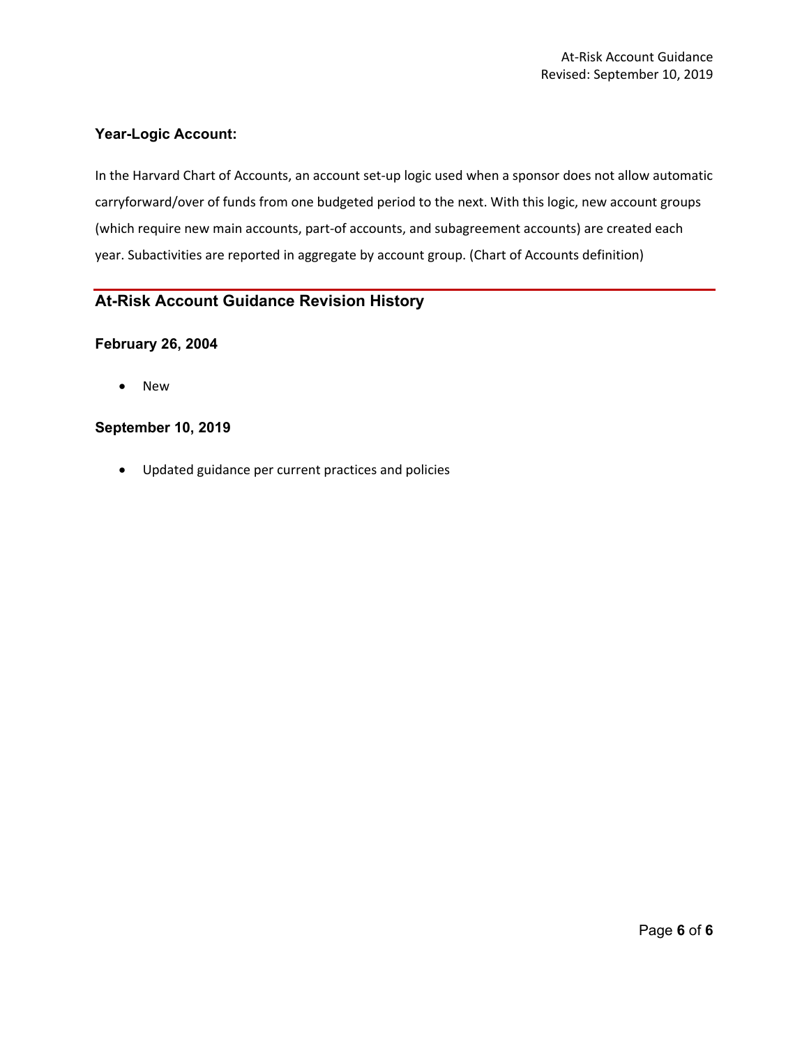### Year-Logic Account:

In the Harvard Chart of Accounts, an account set-up logic used when a sponsor does not allow automatic carryforward/over of funds from one budgeted period to the next. With this logic, new account groups (which require new main accounts, part-of accounts, and subagreement accounts) are created each year. Subactivities are reported in aggregate by account group. (Chart of Accounts definition)

## At-Risk Account Guidance Revision History

### February 26, 2004

- New

### September 10, 2019

- Updated guidance per current practices and policies